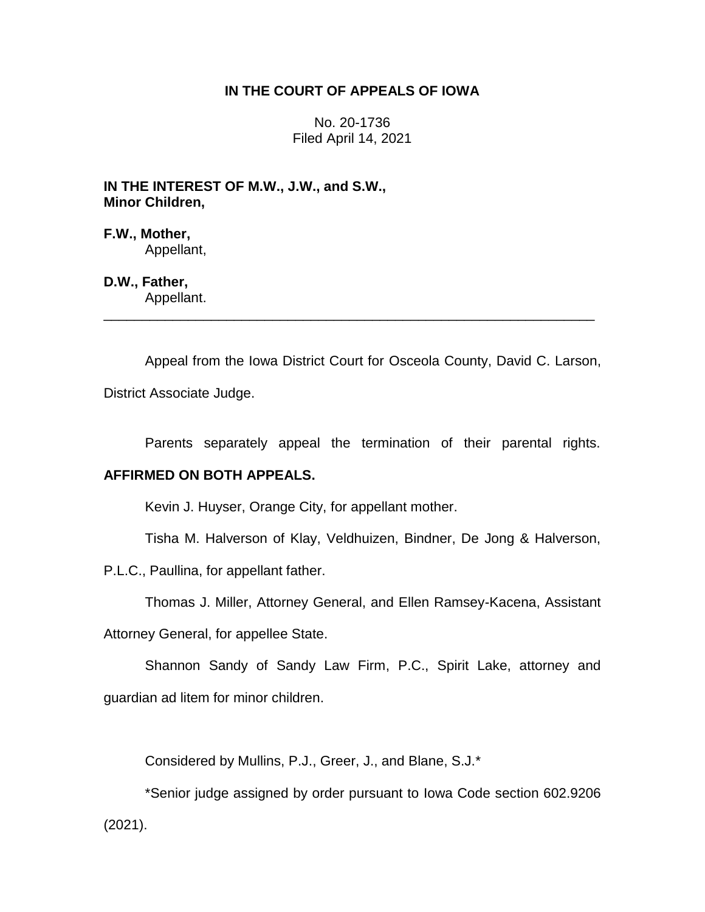**IN THE COURT OF APPEALS OF IOWA**

No. 20-1736
Filed April 14, 2021

**IN THE INTEREST OF M.W., J.W., and S.W.,**
**Minor Children,**

**F.W., Mother,**
Appellant,

**D.W., Father,**
Appellant.

---

Appeal from the Iowa District Court for Osceola County, David C. Larson, District Associate Judge.

Parents separately appeal the termination of their parental rights. **AFFIRMED ON BOTH APPEALS.**

Kevin J. Huyser, Orange City, for appellant mother.

Tisha M. Halverson of Klay, Veldhuizen, Bindner, De Jong & Halverson, P.L.C., Paullina, for appellant father.

Thomas J. Miller, Attorney General, and Ellen Ramsey-Kacena, Assistant Attorney General, for appellee State.

Shannon Sandy of Sandy Law Firm, P.C., Spirit Lake, attorney and guardian ad litem for minor children.

Considered by Mullins, P.J., Greer, J., and Blane, S.J.*

*Senior judge assigned by order pursuant to Iowa Code section 602.9206 (2021).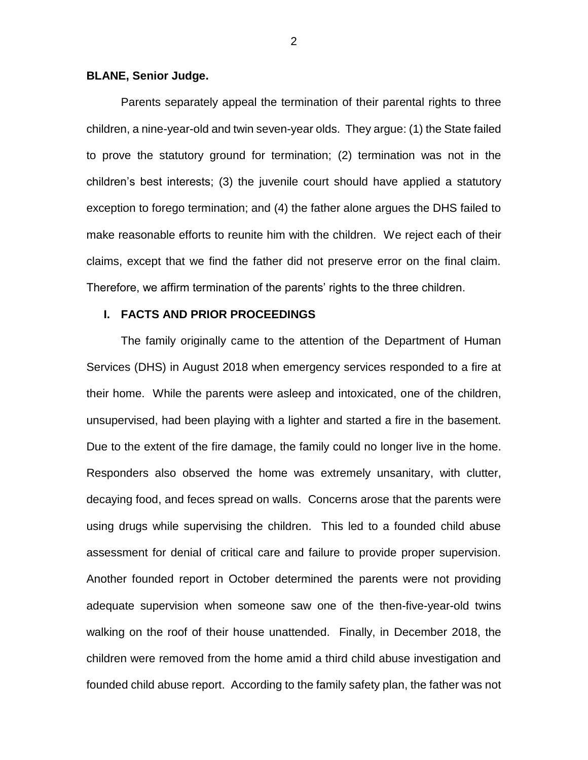**BLANE, Senior Judge.**

Parents separately appeal the termination of their parental rights to three children, a nine-year-old and twin seven-year olds. They argue: (1) the State failed to prove the statutory ground for termination; (2) termination was not in the children's best interests; (3) the juvenile court should have applied a statutory exception to forego termination; and (4) the father alone argues the DHS failed to make reasonable efforts to reunite him with the children. We reject each of their claims, except that we find the father did not preserve error on the final claim. Therefore, we affirm termination of the parents' rights to the three children.

## I. FACTS AND PRIOR PROCEEDINGS

The family originally came to the attention of the Department of Human Services (DHS) in August 2018 when emergency services responded to a fire at their home. While the parents were asleep and intoxicated, one of the children, unsupervised, had been playing with a lighter and started a fire in the basement. Due to the extent of the fire damage, the family could no longer live in the home. Responders also observed the home was extremely unsanitary, with clutter, decaying food, and feces spread on walls. Concerns arose that the parents were using drugs while supervising the children. This led to a founded child abuse assessment for denial of critical care and failure to provide proper supervision. Another founded report in October determined the parents were not providing adequate supervision when someone saw one of the then-five-year-old twins walking on the roof of their house unattended. Finally, in December 2018, the children were removed from the home amid a third child abuse investigation and founded child abuse report. According to the family safety plan, the father was not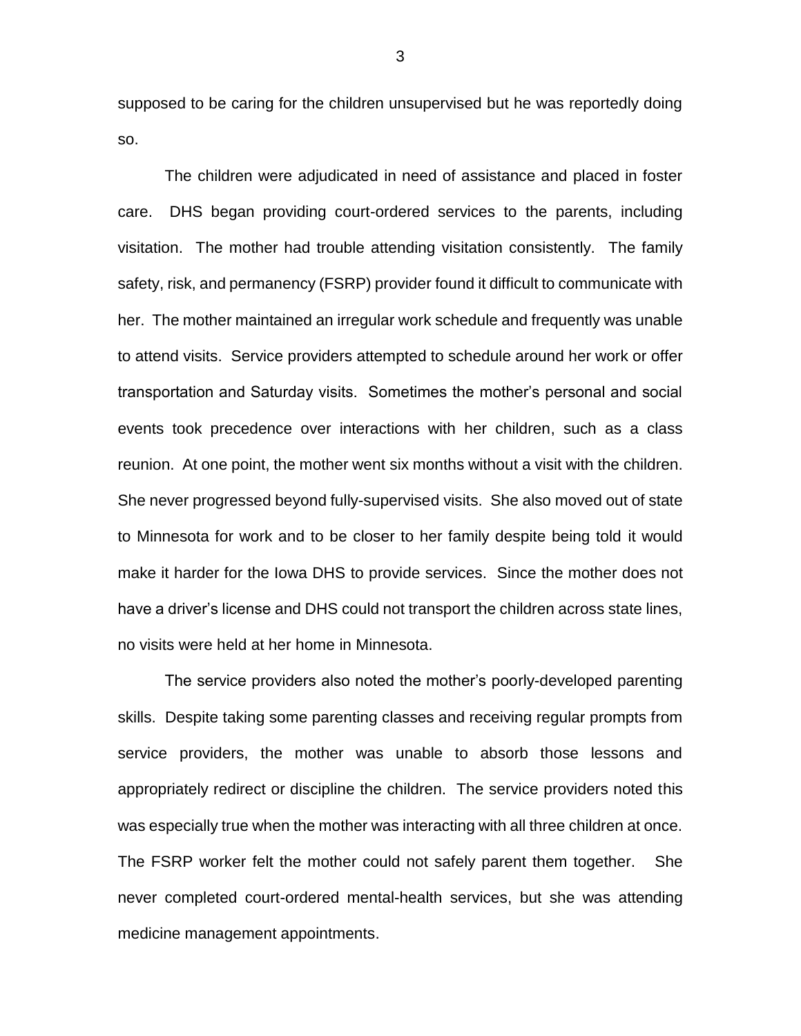supposed to be caring for the children unsupervised but he was reportedly doing so.

The children were adjudicated in need of assistance and placed in foster care. DHS began providing court-ordered services to the parents, including visitation. The mother had trouble attending visitation consistently. The family safety, risk, and permanency (FSRP) provider found it difficult to communicate with her. The mother maintained an irregular work schedule and frequently was unable to attend visits. Service providers attempted to schedule around her work or offer transportation and Saturday visits. Sometimes the mother's personal and social events took precedence over interactions with her children, such as a class reunion. At one point, the mother went six months without a visit with the children. She never progressed beyond fully-supervised visits. She also moved out of state to Minnesota for work and to be closer to her family despite being told it would make it harder for the Iowa DHS to provide services. Since the mother does not have a driver's license and DHS could not transport the children across state lines, no visits were held at her home in Minnesota.

The service providers also noted the mother's poorly-developed parenting skills. Despite taking some parenting classes and receiving regular prompts from service providers, the mother was unable to absorb those lessons and appropriately redirect or discipline the children. The service providers noted this was especially true when the mother was interacting with all three children at once. The FSRP worker felt the mother could not safely parent them together. She never completed court-ordered mental-health services, but she was attending medicine management appointments.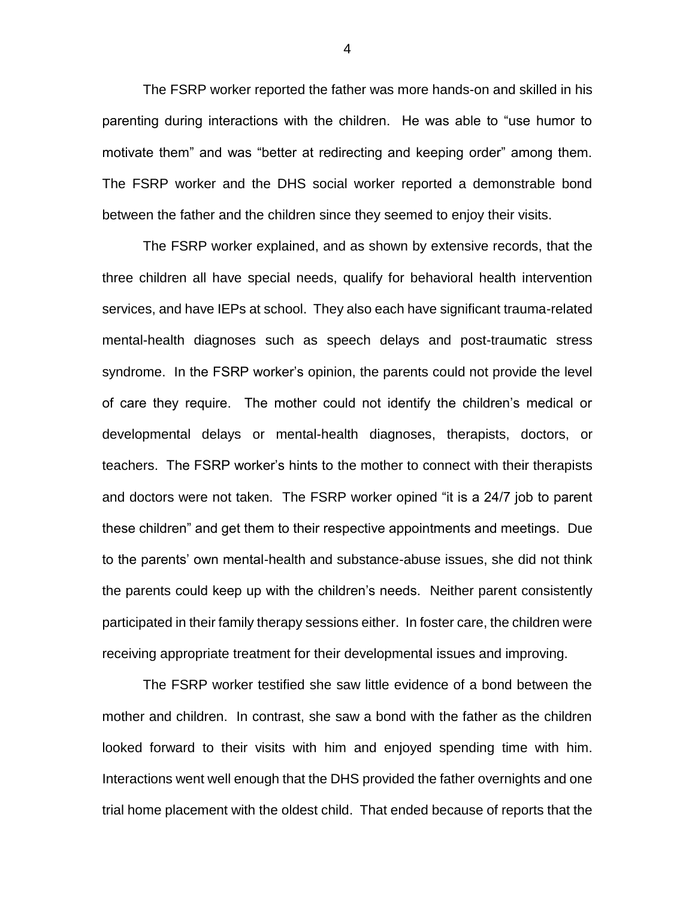The FSRP worker reported the father was more hands-on and skilled in his parenting during interactions with the children. He was able to "use humor to motivate them" and was "better at redirecting and keeping order" among them. The FSRP worker and the DHS social worker reported a demonstrable bond between the father and the children since they seemed to enjoy their visits.

The FSRP worker explained, and as shown by extensive records, that the three children all have special needs, qualify for behavioral health intervention services, and have IEPs at school. They also each have significant trauma-related mental-health diagnoses such as speech delays and post-traumatic stress syndrome. In the FSRP worker's opinion, the parents could not provide the level of care they require. The mother could not identify the children's medical or developmental delays or mental-health diagnoses, therapists, doctors, or teachers. The FSRP worker's hints to the mother to connect with their therapists and doctors were not taken. The FSRP worker opined "it is a 24/7 job to parent these children" and get them to their respective appointments and meetings. Due to the parents' own mental-health and substance-abuse issues, she did not think the parents could keep up with the children's needs. Neither parent consistently participated in their family therapy sessions either. In foster care, the children were receiving appropriate treatment for their developmental issues and improving.

The FSRP worker testified she saw little evidence of a bond between the mother and children. In contrast, she saw a bond with the father as the children looked forward to their visits with him and enjoyed spending time with him. Interactions went well enough that the DHS provided the father overnights and one trial home placement with the oldest child. That ended because of reports that the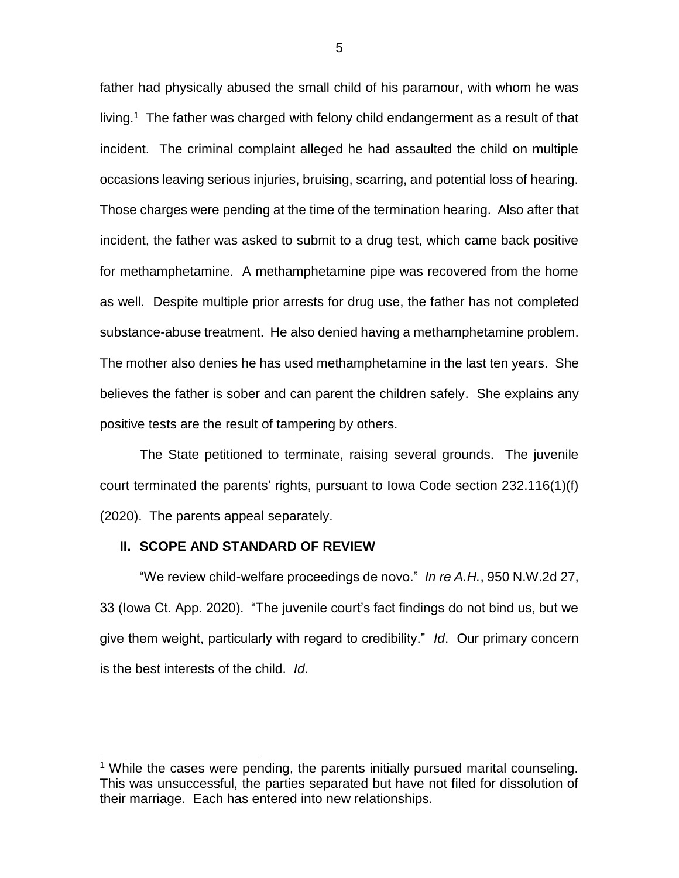father had physically abused the small child of his paramour, with whom he was living.[1] The father was charged with felony child endangerment as a result of that incident. The criminal complaint alleged he had assaulted the child on multiple occasions leaving serious injuries, bruising, scarring, and potential loss of hearing. Those charges were pending at the time of the termination hearing. Also after that incident, the father was asked to submit to a drug test, which came back positive for methamphetamine. A methamphetamine pipe was recovered from the home as well. Despite multiple prior arrests for drug use, the father has not completed substance-abuse treatment. He also denied having a methamphetamine problem. The mother also denies he has used methamphetamine in the last ten years. She believes the father is sober and can parent the children safely. She explains any positive tests are the result of tampering by others.

The State petitioned to terminate, raising several grounds. The juvenile court terminated the parents' rights, pursuant to Iowa Code section 232.116(1)(f) (2020). The parents appeal separately.

## II. SCOPE AND STANDARD OF REVIEW

"We review child-welfare proceedings de novo." *In re A.H.*, 950 N.W.2d 27, 33 (Iowa Ct. App. 2020). "The juvenile court's fact findings do not bind us, but we give them weight, particularly with regard to credibility." *Id*. Our primary concern is the best interests of the child. *Id*.

[1] While the cases were pending, the parents initially pursued marital counseling. This was unsuccessful, the parties separated but have not filed for dissolution of their marriage. Each has entered into new relationships.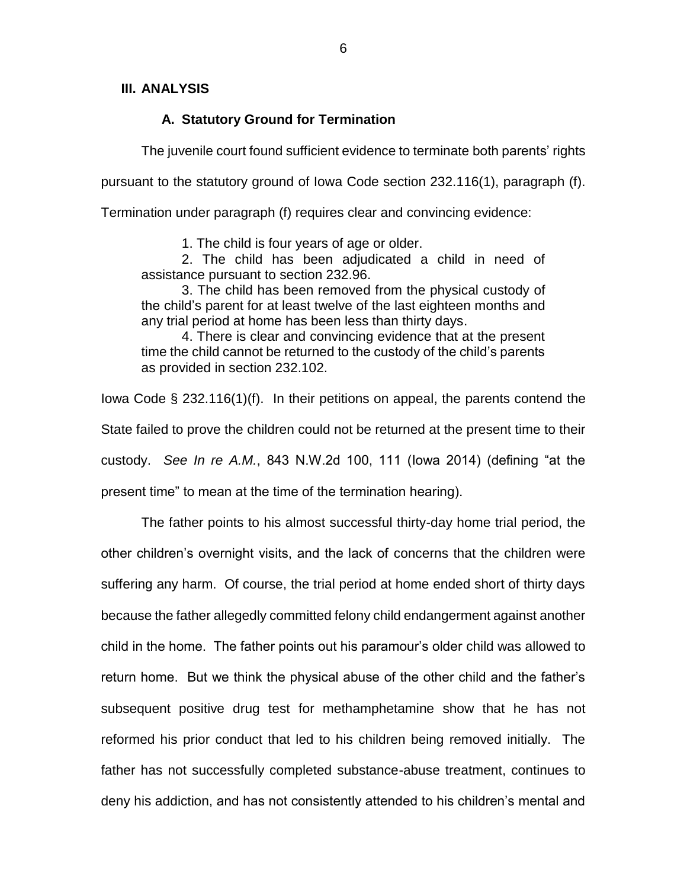## III. ANALYSIS

### A. Statutory Ground for Termination

The juvenile court found sufficient evidence to terminate both parents' rights pursuant to the statutory ground of Iowa Code section 232.116(1), paragraph (f). Termination under paragraph (f) requires clear and convincing evidence:

> 1. The child is four years of age or older.
>
> 2. The child has been adjudicated a child in need of assistance pursuant to section 232.96.
>
> 3. The child has been removed from the physical custody of the child's parent for at least twelve of the last eighteen months and any trial period at home has been less than thirty days.
>
> 4. There is clear and convincing evidence that at the present time the child cannot be returned to the custody of the child's parents as provided in section 232.102.

Iowa Code § 232.116(1)(f). In their petitions on appeal, the parents contend the State failed to prove the children could not be returned at the present time to their custody. *See In re A.M.*, 843 N.W.2d 100, 111 (Iowa 2014) (defining "at the present time" to mean at the time of the termination hearing).

The father points to his almost successful thirty-day home trial period, the other children's overnight visits, and the lack of concerns that the children were suffering any harm. Of course, the trial period at home ended short of thirty days because the father allegedly committed felony child endangerment against another child in the home. The father points out his paramour's older child was allowed to return home. But we think the physical abuse of the other child and the father's subsequent positive drug test for methamphetamine show that he has not reformed his prior conduct that led to his children being removed initially. The father has not successfully completed substance-abuse treatment, continues to deny his addiction, and has not consistently attended to his children's mental and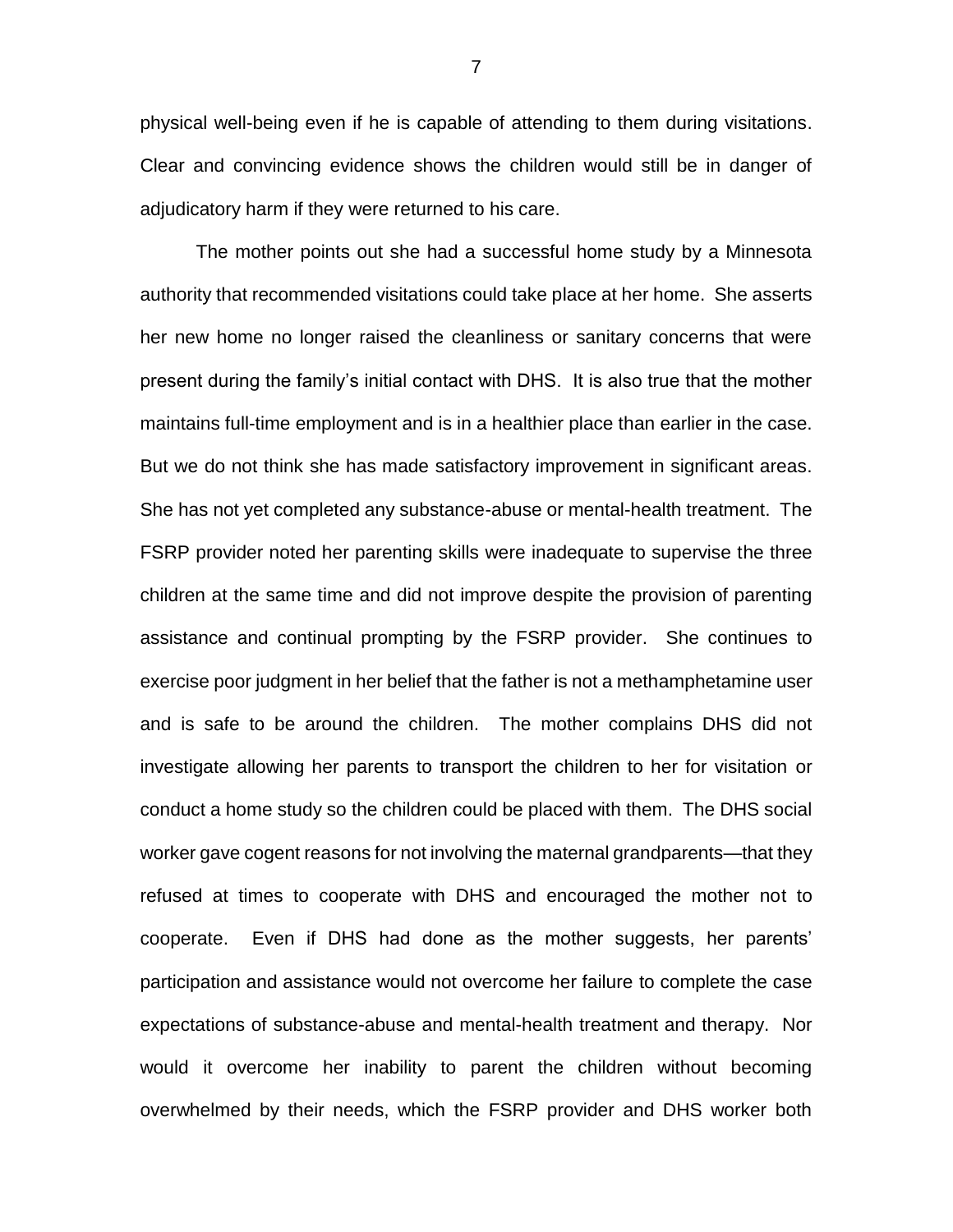physical well-being even if he is capable of attending to them during visitations. Clear and convincing evidence shows the children would still be in danger of adjudicatory harm if they were returned to his care.

The mother points out she had a successful home study by a Minnesota authority that recommended visitations could take place at her home. She asserts her new home no longer raised the cleanliness or sanitary concerns that were present during the family's initial contact with DHS. It is also true that the mother maintains full-time employment and is in a healthier place than earlier in the case. But we do not think she has made satisfactory improvement in significant areas. She has not yet completed any substance-abuse or mental-health treatment. The FSRP provider noted her parenting skills were inadequate to supervise the three children at the same time and did not improve despite the provision of parenting assistance and continual prompting by the FSRP provider. She continues to exercise poor judgment in her belief that the father is not a methamphetamine user and is safe to be around the children. The mother complains DHS did not investigate allowing her parents to transport the children to her for visitation or conduct a home study so the children could be placed with them. The DHS social worker gave cogent reasons for not involving the maternal grandparents—that they refused at times to cooperate with DHS and encouraged the mother not to cooperate. Even if DHS had done as the mother suggests, her parents' participation and assistance would not overcome her failure to complete the case expectations of substance-abuse and mental-health treatment and therapy. Nor would it overcome her inability to parent the children without becoming overwhelmed by their needs, which the FSRP provider and DHS worker both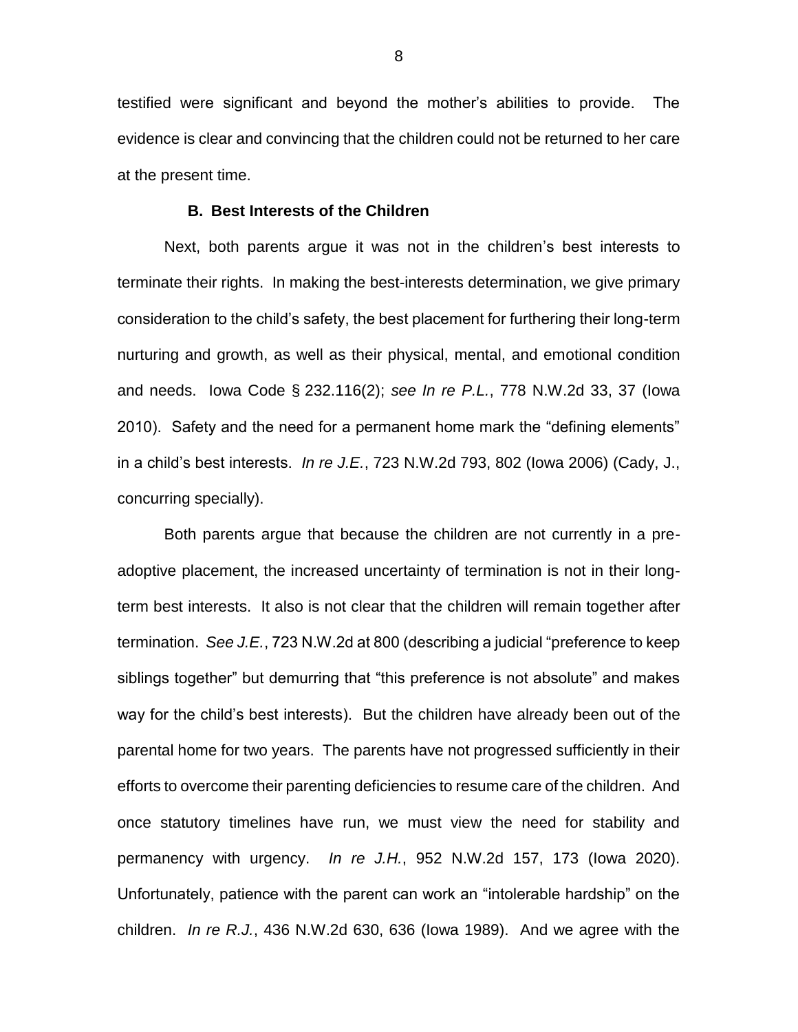testified were significant and beyond the mother's abilities to provide. The evidence is clear and convincing that the children could not be returned to her care at the present time.

### B. Best Interests of the Children

Next, both parents argue it was not in the children's best interests to terminate their rights. In making the best-interests determination, we give primary consideration to the child's safety, the best placement for furthering their long-term nurturing and growth, as well as their physical, mental, and emotional condition and needs. Iowa Code § 232.116(2); *see In re P.L.*, 778 N.W.2d 33, 37 (Iowa 2010). Safety and the need for a permanent home mark the "defining elements" in a child's best interests. *In re J.E.*, 723 N.W.2d 793, 802 (Iowa 2006) (Cady, J., concurring specially).

Both parents argue that because the children are not currently in a pre-adoptive placement, the increased uncertainty of termination is not in their long-term best interests. It also is not clear that the children will remain together after termination. *See J.E.*, 723 N.W.2d at 800 (describing a judicial "preference to keep siblings together" but demurring that "this preference is not absolute" and makes way for the child's best interests). But the children have already been out of the parental home for two years. The parents have not progressed sufficiently in their efforts to overcome their parenting deficiencies to resume care of the children. And once statutory timelines have run, we must view the need for stability and permanency with urgency. *In re J.H.*, 952 N.W.2d 157, 173 (Iowa 2020). Unfortunately, patience with the parent can work an "intolerable hardship" on the children. *In re R.J.*, 436 N.W.2d 630, 636 (Iowa 1989). And we agree with the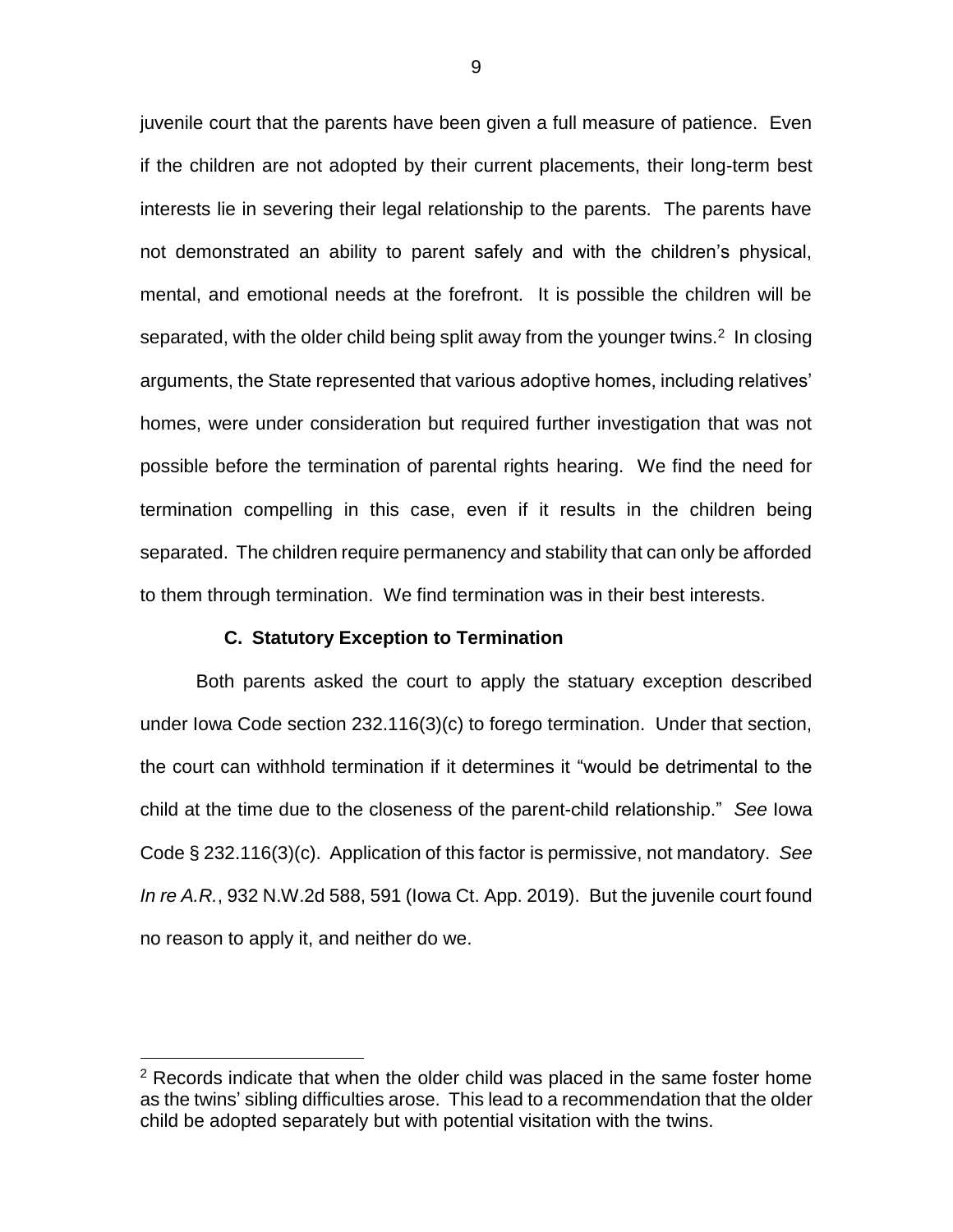juvenile court that the parents have been given a full measure of patience. Even if the children are not adopted by their current placements, their long-term best interests lie in severing their legal relationship to the parents. The parents have not demonstrated an ability to parent safely and with the children's physical, mental, and emotional needs at the forefront. It is possible the children will be separated, with the older child being split away from the younger twins.[2] In closing arguments, the State represented that various adoptive homes, including relatives' homes, were under consideration but required further investigation that was not possible before the termination of parental rights hearing. We find the need for termination compelling in this case, even if it results in the children being separated. The children require permanency and stability that can only be afforded to them through termination. We find termination was in their best interests.

### C. Statutory Exception to Termination

Both parents asked the court to apply the statuary exception described under Iowa Code section 232.116(3)(c) to forego termination. Under that section, the court can withhold termination if it determines it "would be detrimental to the child at the time due to the closeness of the parent-child relationship." *See* Iowa Code § 232.116(3)(c). Application of this factor is permissive, not mandatory. *See In re A.R.*, 932 N.W.2d 588, 591 (Iowa Ct. App. 2019). But the juvenile court found no reason to apply it, and neither do we.

---

[2] Records indicate that when the older child was placed in the same foster home as the twins' sibling difficulties arose. This lead to a recommendation that the older child be adopted separately but with potential visitation with the twins.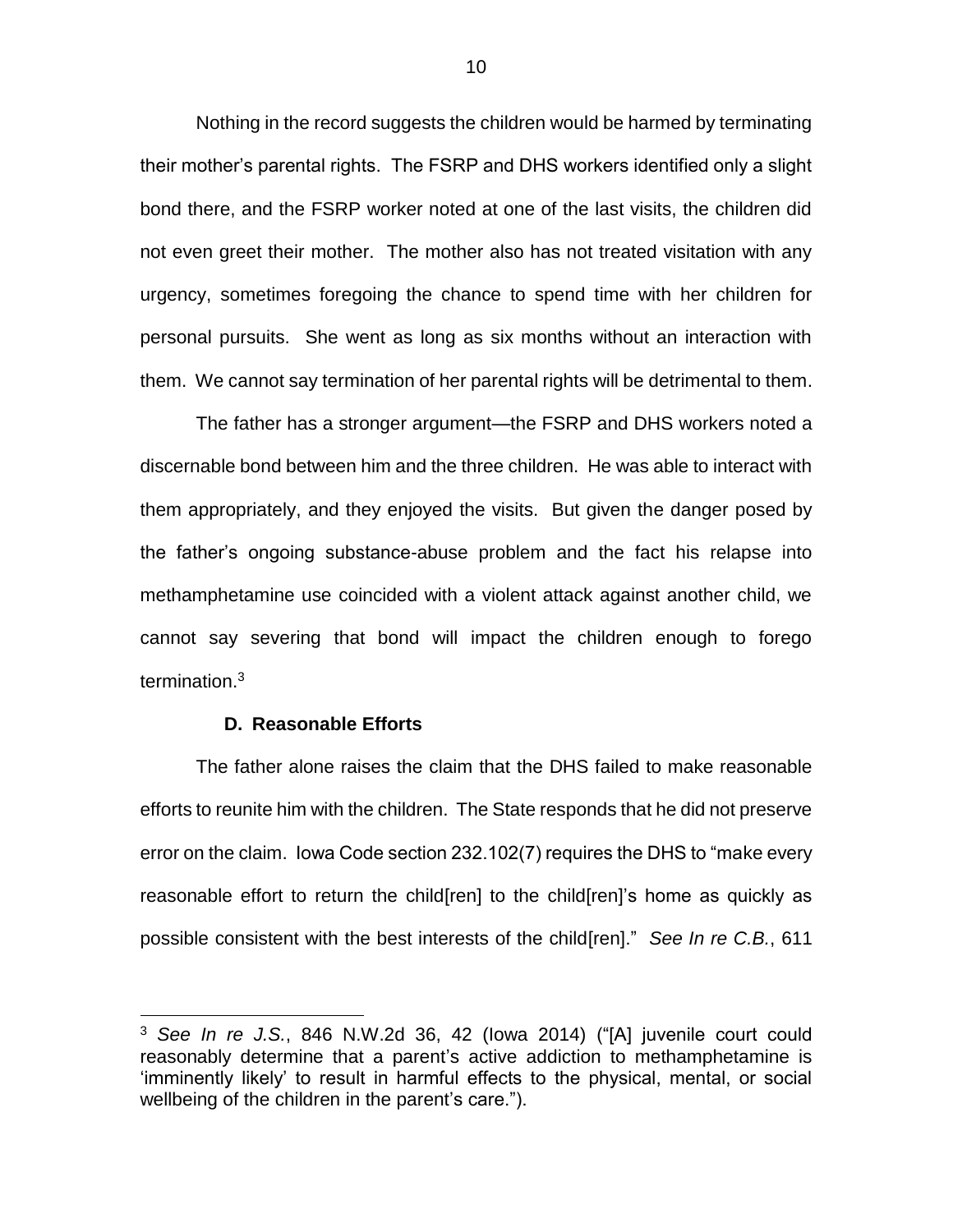Nothing in the record suggests the children would be harmed by terminating their mother's parental rights. The FSRP and DHS workers identified only a slight bond there, and the FSRP worker noted at one of the last visits, the children did not even greet their mother. The mother also has not treated visitation with any urgency, sometimes foregoing the chance to spend time with her children for personal pursuits. She went as long as six months without an interaction with them. We cannot say termination of her parental rights will be detrimental to them.

The father has a stronger argument—the FSRP and DHS workers noted a discernable bond between him and the three children. He was able to interact with them appropriately, and they enjoyed the visits. But given the danger posed by the father's ongoing substance-abuse problem and the fact his relapse into methamphetamine use coincided with a violent attack against another child, we cannot say severing that bond will impact the children enough to forego termination.[3]

### D. Reasonable Efforts

The father alone raises the claim that the DHS failed to make reasonable efforts to reunite him with the children. The State responds that he did not preserve error on the claim. Iowa Code section 232.102(7) requires the DHS to "make every reasonable effort to return the child[ren] to the child[ren]'s home as quickly as possible consistent with the best interests of the child[ren]." *See In re C.B.*, 611

---

[3] *See In re J.S.*, 846 N.W.2d 36, 42 (Iowa 2014) ("[A] juvenile court could reasonably determine that a parent's active addiction to methamphetamine is 'imminently likely' to result in harmful effects to the physical, mental, or social wellbeing of the children in the parent's care.").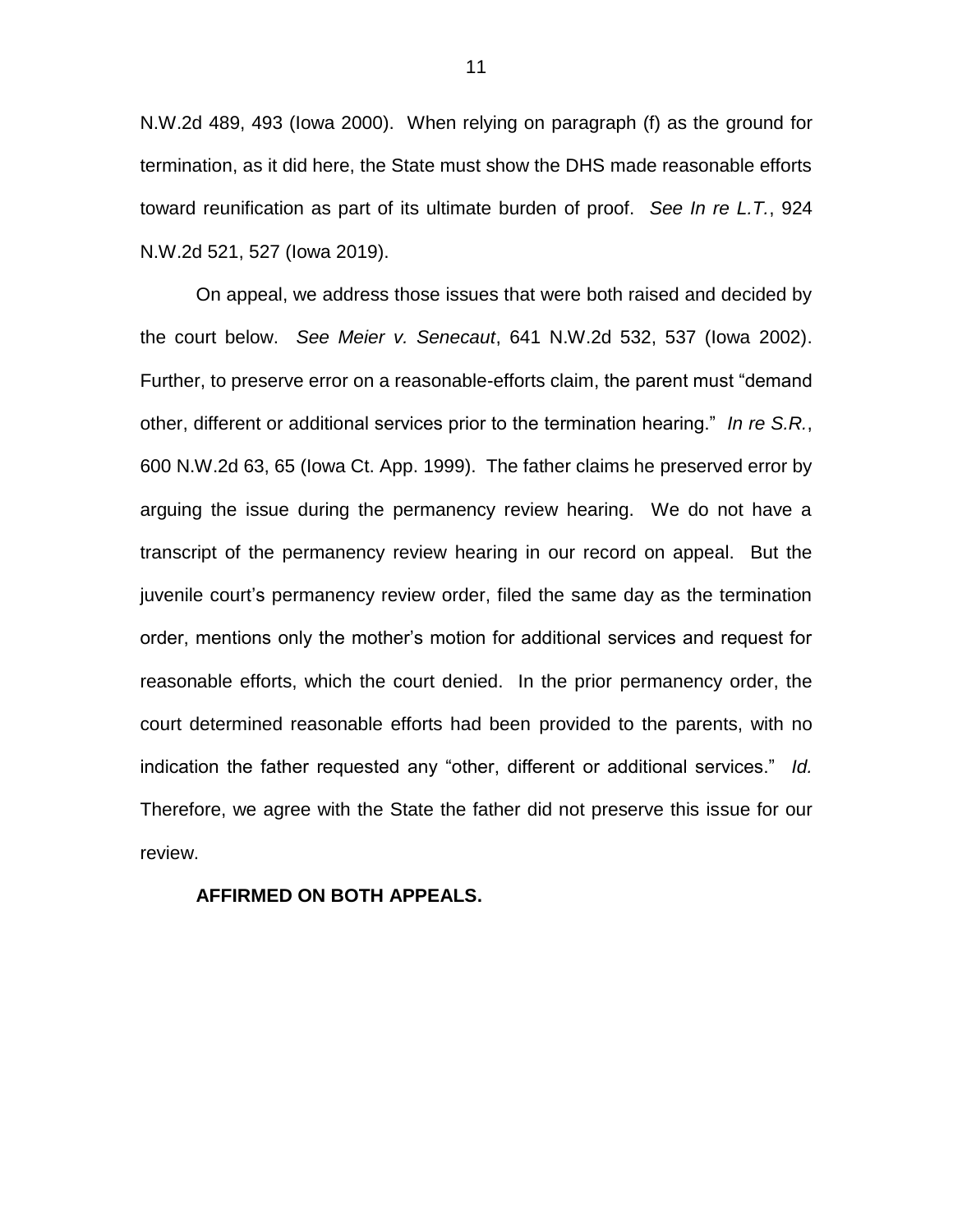N.W.2d 489, 493 (Iowa 2000). When relying on paragraph (f) as the ground for termination, as it did here, the State must show the DHS made reasonable efforts toward reunification as part of its ultimate burden of proof. *See In re L.T.*, 924 N.W.2d 521, 527 (Iowa 2019).

On appeal, we address those issues that were both raised and decided by the court below. *See Meier v. Senecaut*, 641 N.W.2d 532, 537 (Iowa 2002). Further, to preserve error on a reasonable-efforts claim, the parent must "demand other, different or additional services prior to the termination hearing." *In re S.R.*, 600 N.W.2d 63, 65 (Iowa Ct. App. 1999). The father claims he preserved error by arguing the issue during the permanency review hearing. We do not have a transcript of the permanency review hearing in our record on appeal. But the juvenile court's permanency review order, filed the same day as the termination order, mentions only the mother's motion for additional services and request for reasonable efforts, which the court denied. In the prior permanency order, the court determined reasonable efforts had been provided to the parents, with no indication the father requested any "other, different or additional services." *Id.* Therefore, we agree with the State the father did not preserve this issue for our review.

**AFFIRMED ON BOTH APPEALS.**